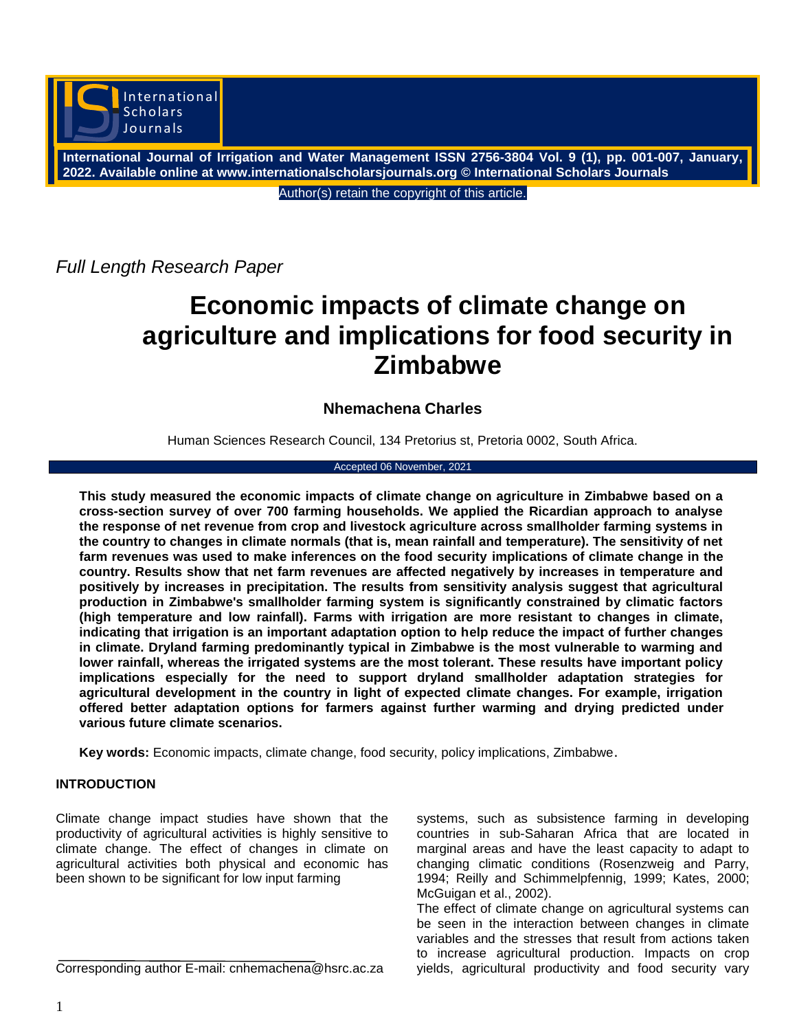*Full Length Research Paper*

# Economic impacts of climate change on agriculture and implications for food security in Zimbabwe

**Nhemachena Charles**

Human Sciences Research Council, 134 Pretorius st, Pretoria 0002, South Africa.

Accepted 06 November, 2021

**This study measured the economic impacts of climate change on agriculture in Zimbabwe based on a cross-section survey of over 700 farming households. We applied the Ricardian approach to analyse the response of net revenue from crop and livestock agriculture across smallholder farming systems in the country to changes in climate normals (that is, mean rainfall and temperature). The sensitivity of net farm revenues was used to make inferences on the food security implications of climate change in the country. Results show that net farm revenues are affected negatively by increases in temperature and positively by increases in precipitation. The results from sensitivity analysis suggest that agricultural production in Zimbabwe's smallholder farming system is significantly constrained by climatic factors (high temperature and low rainfall). Farms with irrigation are more resistant to changes in climate, indicating that irrigation is an important adaptation option to help reduce the impact of further changes in climate. Dryland farming predominantly typical in Zimbabwe is the most vulnerable to warming and lower rainfall, whereas the irrigated systems are the most tolerant. These results have important policy implications especially for the need to support dryland smallholder adaptation strategies for agricultural development in the country in light of expected climate changes. For example, irrigation offered better adaptation options for farmers against further warming and drying predicted under various future climate scenarios.**

**Key words:** Economic impacts, climate change, food security, policy implications, Zimbabwe.

## INTRODUCTION

Climate change impact studies have shown that the productivity of agricultural activities is highly sensitive to climate change. The effect of changes in climate on agricultural activities both physical and economic has been shown to be significant for low input farming systems, such as subsistence farming in developing countries in sub-Saharan Africa that are located in marginal areas and have the least capacity to adapt to changing climatic conditions (Rosenzweig and Parry, 1994; Reilly and Schimmelpfennig, 1999; Kates, 2000; McGuigan et al., 2002).

The effect of climate change on agricultural systems can be seen in the interaction between changes in climate variables and the stresses that result from actions taken to increase agricultural production. Impacts on crop yields, agricultural productivity and food security vary

Corresponding author E-mail: cnhemachena@hsrc.ac.za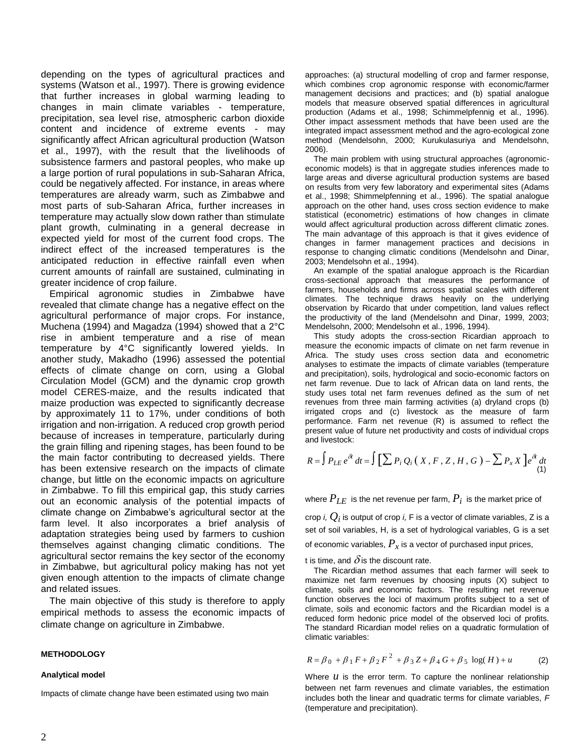depending on the types of agricultural practices and systems (Watson et al., 1997). There is growing evidence that further increases in global warming leading to changes in main climate variables - temperature, precipitation, sea level rise, atmospheric carbon dioxide content and incidence of extreme events - may significantly affect African agricultural production (Watson et al., 1997), with the result that the livelihoods of subsistence farmers and pastoral peoples, who make up a large portion of rural populations in sub-Saharan Africa, could be negatively affected. For instance, in areas where temperatures are already warm, such as Zimbabwe and most parts of sub-Saharan Africa, further increases in temperature may actually slow down rather than stimulate plant growth, culminating in a general decrease in expected yield for most of the current food crops. The indirect effect of the increased temperatures is the anticipated reduction in effective rainfall even when current amounts of rainfall are sustained, culminating in greater incidence of crop failure.

Empirical agronomic studies in Zimbabwe have revealed that climate change has a negative effect on the agricultural performance of major crops. For instance, Muchena (1994) and Magadza (1994) showed that a 2°C rise in ambient temperature and a rise of mean temperature by 4°C significantly lowered yields. In another study, Makadho (1996) assessed the potential effects of climate change on corn, using a Global Circulation Model (GCM) and the dynamic crop growth model CERES-maize, and the results indicated that maize production was expected to significantly decrease by approximately 11 to 17%, under conditions of both irrigation and non-irrigation. A reduced crop growth period because of increases in temperature, particularly during the grain filling and ripening stages, has been found to be the main factor contributing to decreased yields. There has been extensive research on the impacts of climate change, but little on the economic impacts on agriculture in Zimbabwe. To fill this empirical gap, this study carries out an economic analysis of the potential impacts of climate change on Zimbabwe's agricultural sector at the farm level. It also incorporates a brief analysis of adaptation strategies being used by farmers to cushion themselves against changing climatic conditions. The agricultural sector remains the key sector of the economy in Zimbabwe, but agricultural policy making has not yet given enough attention to the impacts of climate change and related issues.

The main objective of this study is therefore to apply empirical methods to assess the economic impacts of climate change on agriculture in Zimbabwe.

## METHODOLOGY

### Analytical model

Impacts of climate change have been estimated using two main approaches: (a) structural modelling of crop and farmer response, which combines crop agronomic response with economic/farmer management decisions and practices; and (b) spatial analogue models that measure observed spatial differences in agricultural production (Adams et al., 1998; Schimmelpfennig et al., 1996). Other impact assessment methods that have been used are the integrated impact assessment method and the agro-ecological zone method (Mendelsohn, 2000; Kurukulasuriya and Mendelsohn, 2006).

The main problem with using structural approaches (agronomic-economic models) is that in aggregate studies inferences made to large areas and diverse agricultural production systems are based on results from very few laboratory and experimental sites (Adams et al., 1998; Shimmelpfenning et al., 1996). The spatial analogue approach on the other hand, uses cross section evidence to make statistical (econometric) estimations of how changes in climate would affect agricultural production across different climatic zones. The main advantage of this approach is that it gives evidence of changes in farmer management practices and decisions in response to changing climatic conditions (Mendelsohn and Dinar, 2003; Mendelsohn et al., 1994).

An example of the spatial analogue approach is the Ricardian cross-sectional approach that measures the performance of farmers, households and firms across spatial scales with different climates. The technique draws heavily on the underlying observation by Ricardo that under competition, land values reflect the productivity of the land (Mendelsohn and Dinar, 1999, 2003; Mendelsohn, 2000; Mendelsohn et al., 1996, 1994).

This study adopts the cross-section Ricardian approach to measure the economic impacts of climate on net farm revenue in Africa. The study uses cross section data and econometric analyses to estimate the impacts of climate variables (temperature and precipitation), soils, hydrological and socio-economic factors on net farm revenue. Due to lack of African data on land rents, the study uses total net farm revenues defined as the sum of net revenues from three main farming activities (a) dryland crops (b) irrigated crops and (c) livestock as the measure of farm performance. Farm net revenue (R) is assumed to reflect the present value of future net productivity and costs of individual crops and livestock:

$$R = \int P_{LE}\, e^{\delta t}\, dt = \int \left[ \sum P_i\, Q_i\, (\, X\, , F\, , Z\, , H\, , G\, ) - \sum P_x\, X\, \right] e^{\delta t}\, dt \quad (1)$$

where $P_{LE}$ is the net revenue per farm, $P_i$ is the market price of crop *i*, $Q_i$ is output of crop *i*, F is a vector of climate variables, Z is a set of soil variables, H, is a set of hydrological variables, G is a set of economic variables, $P_x$ is a vector of purchased input prices, t is time, and $\delta$ is the discount rate.

The Ricardian method assumes that each farmer will seek to maximize net farm revenues by choosing inputs (X) subject to climate, soils and economic factors. The resulting net revenue function observes the loci of maximum profits subject to a set of climate, soils and economic factors and the Ricardian model is a reduced form hedonic price model of the observed loci of profits. The standard Ricardian model relies on a quadratic formulation of climatic variables:

$$R = \beta_0 + \beta_1 F + \beta_2 F^2 + \beta_3 Z + \beta_4 G + \beta_5 \log(H) + u \quad (2)$$

Where $u$ is the error term. To capture the nonlinear relationship between net farm revenues and climate variables, the estimation includes both the linear and quadratic terms for climate variables, *F* (temperature and precipitation).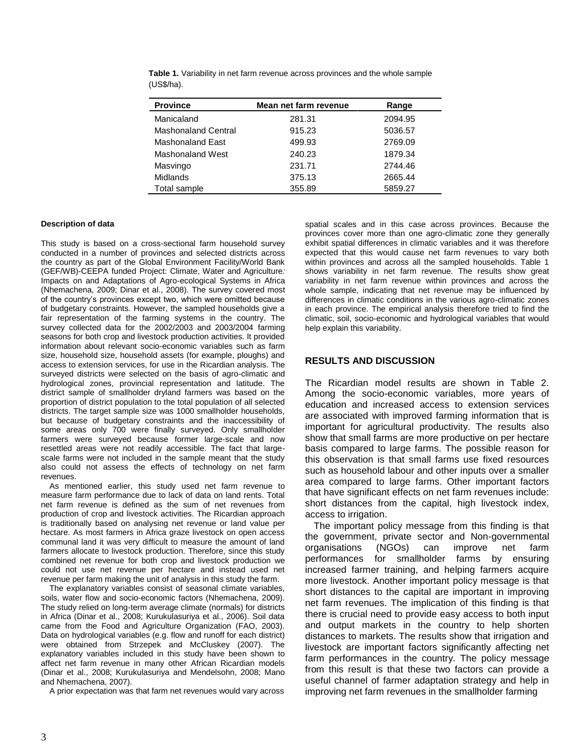**Table 1.** Variability in net farm revenue across provinces and the whole sample (US$/ha).

| Province | Mean net farm revenue | Range |
|---|---|---|
| Manicaland | 281.31 | 2094.95 |
| Mashonaland Central | 915.23 | 5036.57 |
| Mashonaland East | 499.93 | 2769.09 |
| Mashonaland West | 240.23 | 1879.34 |
| Masvingo | 231.71 | 2744.46 |
| Midlands | 375.13 | 2665.44 |
| Total sample | 355.89 | 5859.27 |

#### Description of data

This study is based on a cross-sectional farm household survey conducted in a number of provinces and selected districts across the country as part of the Global Environment Facility/World Bank (GEF/WB)-CEEPA funded Project: Climate, Water and Agriculture*:* Impacts on and Adaptations of Agro-ecological Systems in Africa (Nhemachena, 2009; Dinar et al., 2008). The survey covered most of the country's provinces except two, which were omitted because of budgetary constraints. However, the sampled households give a fair representation of the farming systems in the country. The survey collected data for the 2002/2003 and 2003/2004 farming seasons for both crop and livestock production activities. It provided information about relevant socio-economic variables such as farm size, household size, household assets (for example, ploughs) and access to extension services, for use in the Ricardian analysis. The surveyed districts were selected on the basis of agro-climatic and hydrological zones, provincial representation and latitude. The district sample of smallholder dryland farmers was based on the proportion of district population to the total population of all selected districts. The target sample size was 1000 smallholder households, but because of budgetary constraints and the inaccessibility of some areas only 700 were finally surveyed. Only smallholder farmers were surveyed because former large-scale and now resettled areas were not readily accessible. The fact that large-scale farms were not included in the sample meant that the study also could not assess the effects of technology on net farm revenues.

As mentioned earlier, this study used net farm revenue to measure farm performance due to lack of data on land rents. Total net farm revenue is defined as the sum of net revenues from production of crop and livestock activities. The Ricardian approach is traditionally based on analysing net revenue or land value per hectare. As most farmers in Africa graze livestock on open access communal land it was very difficult to measure the amount of land farmers allocate to livestock production. Therefore, since this study combined net revenue for both crop and livestock production we could not use net revenue per hectare and instead used net revenue per farm making the unit of analysis in this study the farm.

The explanatory variables consist of seasonal climate variables, soils, water flow and socio-economic factors (Nhemachena, 2009). The study relied on long-term average climate (normals) for districts in Africa (Dinar et al., 2008; Kurukulasuriya et al., 2006). Soil data came from the Food and Agriculture Organization (FAO, 2003). Data on hydrological variables (e.g. flow and runoff for each district) were obtained from Strzepek and McCluskey (2007). The explanatory variables included in this study have been shown to affect net farm revenue in many other African Ricardian models (Dinar et al., 2008; Kurukulasuriya and Mendelsohn, 2008; Mano and Nhemachena, 2007).

A prior expectation was that farm net revenues would vary across spatial scales and in this case across provinces. Because the provinces cover more than one agro-climatic zone they generally exhibit spatial differences in climatic variables and it was therefore expected that this would cause net farm revenues to vary both within provinces and across all the sampled households. Table 1 shows variability in net farm revenue. The results show great variability in net farm revenue within provinces and across the whole sample, indicating that net revenue may be influenced by differences in climatic conditions in the various agro-climatic zones in each province. The empirical analysis therefore tried to find the climatic, soil, socio-economic and hydrological variables that would help explain this variability.

## RESULTS AND DISCUSSION

The Ricardian model results are shown in Table 2. Among the socio-economic variables, more years of education and increased access to extension services are associated with improved farming information that is important for agricultural productivity. The results also show that small farms are more productive on per hectare basis compared to large farms. The possible reason for this observation is that small farms use fixed resources such as household labour and other inputs over a smaller area compared to large farms. Other important factors that have significant effects on net farm revenues include: short distances from the capital, high livestock index, access to irrigation.

The important policy message from this finding is that the government, private sector and Non-governmental organisations (NGOs) can improve net farm performances for smallholder farms by ensuring increased farmer training, and helping farmers acquire more livestock. Another important policy message is that short distances to the capital are important in improving net farm revenues. The implication of this finding is that there is crucial need to provide easy access to both input and output markets in the country to help shorten distances to markets. The results show that irrigation and livestock are important factors significantly affecting net farm performances in the country. The policy message from this result is that these two factors can provide a useful channel of farmer adaptation strategy and help in improving net farm revenues in the smallholder farming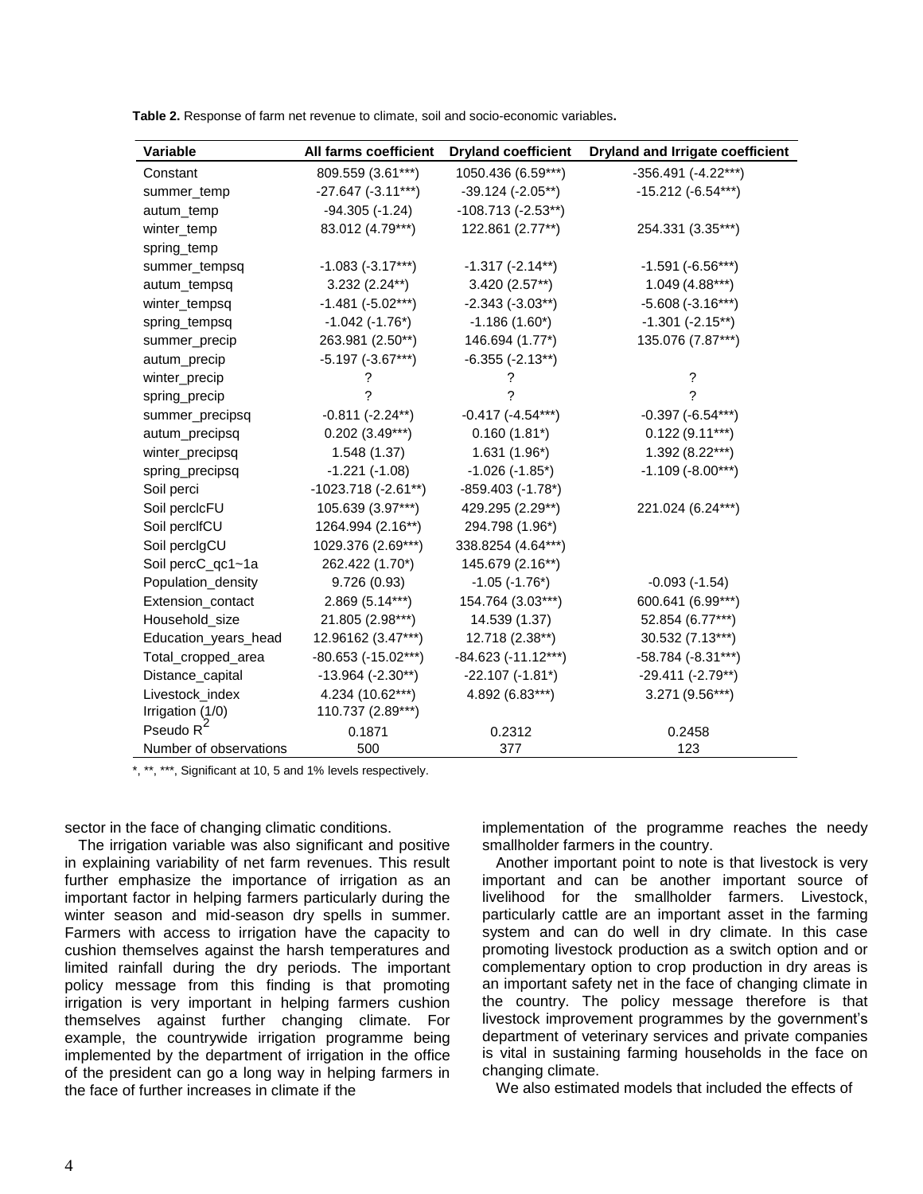**Table 2.** Response of farm net revenue to climate, soil and socio-economic variables**.**

| Variable | All farms coefficient | Dryland coefficient | Dryland and Irrigate coefficient |
|---|---|---|---|
| Constant | 809.559 (3.61***) | 1050.436 (6.59***) | -356.491 (-4.22***) |
| summer_temp | -27.647 (-3.11***) | -39.124 (-2.05**) | -15.212 (-6.54***) |
| autum_temp | -94.305 (-1.24) | -108.713 (-2.53**) | |
| winter_temp | 83.012 (4.79***) | 122.861 (2.77**) | 254.331 (3.35***) |
| spring_temp | | | |
| summer_tempsq | -1.083 (-3.17***) | -1.317 (-2.14**) | -1.591 (-6.56***) |
| autum_tempsq | 3.232 (2.24**) | 3.420 (2.57**) | 1.049 (4.88***) |
| winter_tempsq | -1.481 (-5.02***) | -2.343 (-3.03**) | -5.608 (-3.16***) |
| spring_tempsq | -1.042 (-1.76*) | -1.186 (1.60*) | -1.301 (-2.15**) |
| summer_precip | 263.981 (2.50**) | 146.694 (1.77*) | 135.076 (7.87***) |
| autum_precip | -5.197 (-3.67***) | -6.355 (-2.13**) | |
| winter_precip | ? | ? | ? |
| spring_precip | ? | ? | ? |
| summer_precipsq | -0.811 (-2.24**) | -0.417 (-4.54***) | -0.397 (-6.54***) |
| autum_precipsq | 0.202 (3.49***) | 0.160 (1.81*) | 0.122 (9.11***) |
| winter_precipsq | 1.548 (1.37) | 1.631 (1.96*) | 1.392 (8.22***) |
| spring_precipsq | -1.221 (-1.08) | -1.026 (-1.85*) | -1.109 (-8.00***) |
| Soil perci | -1023.718 (-2.61**) | -859.403 (-1.78*) | |
| Soil perclcFU | 105.639 (3.97***) | 429.295 (2.29**) | 221.024 (6.24***) |
| Soil perclfCU | 1264.994 (2.16**) | 294.798 (1.96*) | |
| Soil perclgCU | 1029.376 (2.69***) | 338.8254 (4.64***) | |
| Soil percC_qc1~1a | 262.422 (1.70*) | 145.679 (2.16**) | |
| Population_density | 9.726 (0.93) | -1.05 (-1.76*) | -0.093 (-1.54) |
| Extension_contact | 2.869 (5.14***) | 154.764 (3.03***) | 600.641 (6.99***) |
| Household_size | 21.805 (2.98***) | 14.539 (1.37) | 52.854 (6.77***) |
| Education_years_head | 12.96162 (3.47***) | 12.718 (2.38**) | 30.532 (7.13***) |
| Total_cropped_area | -80.653 (-15.02***) | -84.623 (-11.12***) | -58.784 (-8.31***) |
| Distance_capital | -13.964 (-2.30**) | -22.107 (-1.81*) | -29.411 (-2.79**) |
| Livestock_index | 4.234 (10.62***) | 4.892 (6.83***) | 3.271 (9.56***) |
| Irrigation (1/0) | 110.737 (2.89***) | | |
| Pseudo $R^2$ | 0.1871 | 0.2312 | 0.2458 |
| Number of observations | 500 | 377 | 123 |

*, **, ***, Significant at 10, 5 and 1% levels respectively.

sector in the face of changing climatic conditions.

The irrigation variable was also significant and positive in explaining variability of net farm revenues. This result further emphasize the importance of irrigation as an important factor in helping farmers particularly during the winter season and mid-season dry spells in summer. Farmers with access to irrigation have the capacity to cushion themselves against the harsh temperatures and limited rainfall during the dry periods. The important policy message from this finding is that promoting irrigation is very important in helping farmers cushion themselves against further changing climate. For example, the countrywide irrigation programme being implemented by the department of irrigation in the office of the president can go a long way in helping farmers in the face of further increases in climate if the implementation of the programme reaches the needy smallholder farmers in the country.

Another important point to note is that livestock is very important and can be another important source of livelihood for the smallholder farmers. Livestock, particularly cattle are an important asset in the farming system and can do well in dry climate. In this case promoting livestock production as a switch option and or complementary option to crop production in dry areas is an important safety net in the face of changing climate in the country. The policy message therefore is that livestock improvement programmes by the government's department of veterinary services and private companies is vital in sustaining farming households in the face on changing climate.

We also estimated models that included the effects of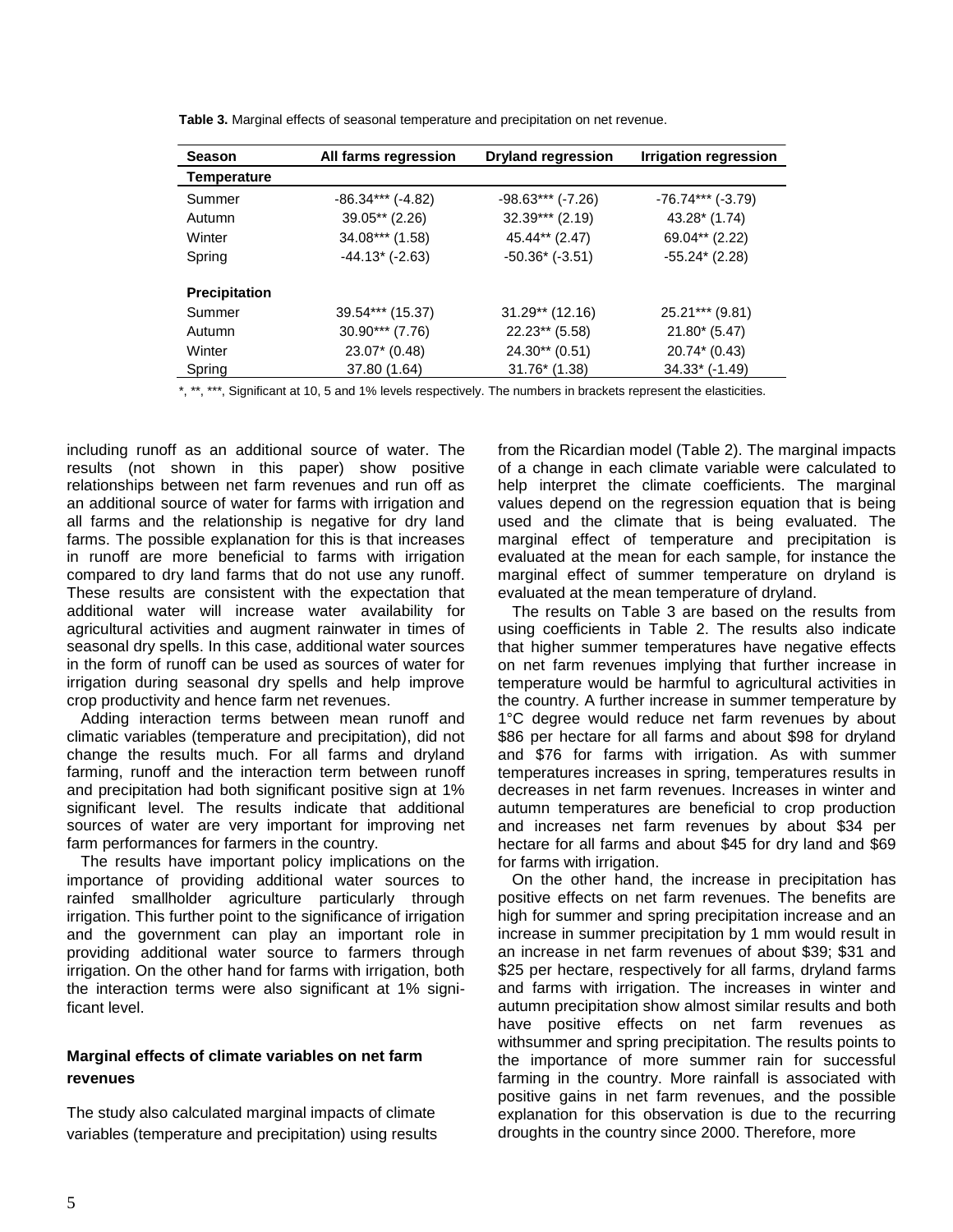**Table 3.** Marginal effects of seasonal temperature and precipitation on net revenue.

| Season | All farms regression | Dryland regression | Irrigation regression |
|---|---|---|---|
| **Temperature** | | | |
| Summer | -86.34*** (-4.82) | -98.63*** (-7.26) | -76.74*** (-3.79) |
| Autumn | 39.05** (2.26) | 32.39*** (2.19) | 43.28* (1.74) |
| Winter | 34.08*** (1.58) | 45.44** (2.47) | 69.04** (2.22) |
| Spring | -44.13* (-2.63) | -50.36* (-3.51) | -55.24* (2.28) |
| **Precipitation** | | | |
| Summer | 39.54*** (15.37) | 31.29** (12.16) | 25.21*** (9.81) |
| Autumn | 30.90*** (7.76) | 22.23** (5.58) | 21.80* (5.47) |
| Winter | 23.07* (0.48) | 24.30** (0.51) | 20.74* (0.43) |
| Spring | 37.80 (1.64) | 31.76* (1.38) | 34.33* (-1.49) |

*, **, ***, Significant at 10, 5 and 1% levels respectively. The numbers in brackets represent the elasticities.

including runoff as an additional source of water. The results (not shown in this paper) show positive relationships between net farm revenues and run off as an additional source of water for farms with irrigation and all farms and the relationship is negative for dry land farms. The possible explanation for this is that increases in runoff are more beneficial to farms with irrigation compared to dry land farms that do not use any runoff. These results are consistent with the expectation that additional water will increase water availability for agricultural activities and augment rainwater in times of seasonal dry spells. In this case, additional water sources in the form of runoff can be used as sources of water for irrigation during seasonal dry spells and help improve crop productivity and hence farm net revenues.

Adding interaction terms between mean runoff and climatic variables (temperature and precipitation), did not change the results much. For all farms and dryland farming, runoff and the interaction term between runoff and precipitation had both significant positive sign at 1% significant level. The results indicate that additional sources of water are very important for improving net farm performances for farmers in the country.

The results have important policy implications on the importance of providing additional water sources to rainfed smallholder agriculture particularly through irrigation. This further point to the significance of irrigation and the government can play an important role in providing additional water source to farmers through irrigation. On the other hand for farms with irrigation, both the interaction terms were also significant at 1% significant level.

## Marginal effects of climate variables on net farm revenues

The study also calculated marginal impacts of climate variables (temperature and precipitation) using results from the Ricardian model (Table 2). The marginal impacts of a change in each climate variable were calculated to help interpret the climate coefficients. The marginal values depend on the regression equation that is being used and the climate that is being evaluated. The marginal effect of temperature and precipitation is evaluated at the mean for each sample, for instance the marginal effect of summer temperature on dryland is evaluated at the mean temperature of dryland.

The results on Table 3 are based on the results from using coefficients in Table 2. The results also indicate that higher summer temperatures have negative effects on net farm revenues implying that further increase in temperature would be harmful to agricultural activities in the country. A further increase in summer temperature by 1°C degree would reduce net farm revenues by about $86 per hectare for all farms and about $98 for dryland and $76 for farms with irrigation. As with summer temperatures increases in spring, temperatures results in decreases in net farm revenues. Increases in winter and autumn temperatures are beneficial to crop production and increases net farm revenues by about $34 per hectare for all farms and about $45 for dry land and $69 for farms with irrigation.

On the other hand, the increase in precipitation has positive effects on net farm revenues. The benefits are high for summer and spring precipitation increase and an increase in summer precipitation by 1 mm would result in an increase in net farm revenues of about $39; $31 and $25 per hectare, respectively for all farms, dryland farms and farms with irrigation. The increases in winter and autumn precipitation show almost similar results and both have positive effects on net farm revenues as withsummer and spring precipitation. The results points to the importance of more summer rain for successful farming in the country. More rainfall is associated with positive gains in net farm revenues, and the possible explanation for this observation is due to the recurring droughts in the country since 2000. Therefore, more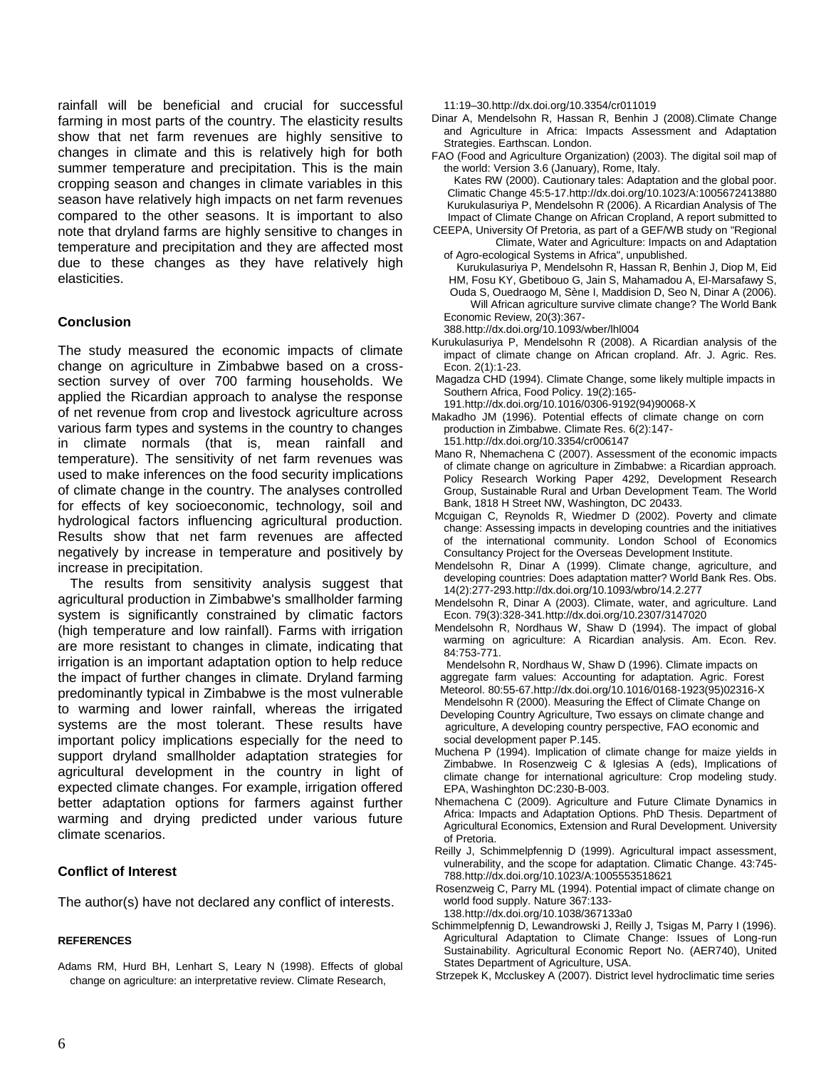rainfall will be beneficial and crucial for successful farming in most parts of the country. The elasticity results show that net farm revenues are highly sensitive to changes in climate and this is relatively high for both summer temperature and precipitation. This is the main cropping season and changes in climate variables in this season have relatively high impacts on net farm revenues compared to the other seasons. It is important to also note that dryland farms are highly sensitive to changes in temperature and precipitation and they are affected most due to these changes as they have relatively high elasticities.

## Conclusion

The study measured the economic impacts of climate change on agriculture in Zimbabwe based on a cross-section survey of over 700 farming households. We applied the Ricardian approach to analyse the response of net revenue from crop and livestock agriculture across various farm types and systems in the country to changes in climate normals (that is, mean rainfall and temperature). The sensitivity of net farm revenues was used to make inferences on the food security implications of climate change in the country. The analyses controlled for effects of key socioeconomic, technology, soil and hydrological factors influencing agricultural production. Results show that net farm revenues are affected negatively by increase in temperature and positively by increase in precipitation.

The results from sensitivity analysis suggest that agricultural production in Zimbabwe's smallholder farming system is significantly constrained by climatic factors (high temperature and low rainfall). Farms with irrigation are more resistant to changes in climate, indicating that irrigation is an important adaptation option to help reduce the impact of further changes in climate. Dryland farming predominantly typical in Zimbabwe is the most vulnerable to warming and lower rainfall, whereas the irrigated systems are the most tolerant. These results have important policy implications especially for the need to support dryland smallholder adaptation strategies for agricultural development in the country in light of expected climate changes. For example, irrigation offered better adaptation options for farmers against further warming and drying predicted under various future climate scenarios.

## Conflict of Interest

The author(s) have not declared any conflict of interests.

## REFERENCES

Adams RM, Hurd BH, Lenhart S, Leary N (1998). Effects of global change on agriculture: an interpretative review. Climate Research, 11:19–30.http://dx.doi.org/10.3354/cr011019

Dinar A, Mendelsohn R, Hassan R, Benhin J (2008).Climate Change and Agriculture in Africa: Impacts Assessment and Adaptation Strategies. Earthscan. London.

FAO (Food and Agriculture Organization) (2003). The digital soil map of the world: Version 3.6 (January), Rome, Italy.

Kates RW (2000). Cautionary tales: Adaptation and the global poor. Climatic Change 45:5-17.http://dx.doi.org/10.1023/A:1005672413880

Kurukulasuriya P, Mendelsohn R (2006). A Ricardian Analysis of The Impact of Climate Change on African Cropland, A report submitted to CEEPA, University Of Pretoria, as part of a GEF/WB study on "Regional Climate, Water and Agriculture: Impacts on and Adaptation of Agro-ecological Systems in Africa", unpublished.

Kurukulasuriya P, Mendelsohn R, Hassan R, Benhin J, Diop M, Eid HM, Fosu KY, Gbetibouo G, Jain S, Mahamadou A, El-Marsafawy S, Ouda S, Ouedraogo M, Sène I, Maddision D, Seo N, Dinar A (2006). Will African agriculture survive climate change? The World Bank Economic Review, 20(3):367-388.http://dx.doi.org/10.1093/wber/lhl004

Kurukulasuriya P, Mendelsohn R (2008). A Ricardian analysis of the impact of climate change on African cropland. Afr. J. Agric. Res. Econ. 2(1):1-23.

Magadza CHD (1994). Climate Change, some likely multiple impacts in Southern Africa, Food Policy. 19(2):165-191.http://dx.doi.org/10.1016/0306-9192(94)90068-X

Makadho JM (1996). Potential effects of climate change on corn production in Zimbabwe. Climate Res. 6(2):147-151.http://dx.doi.org/10.3354/cr006147

Mano R, Nhemachena C (2007). Assessment of the economic impacts of climate change on agriculture in Zimbabwe: a Ricardian approach. Policy Research Working Paper 4292, Development Research Group, Sustainable Rural and Urban Development Team. The World Bank, 1818 H Street NW, Washington, DC 20433.

Mcguigan C, Reynolds R, Wiedmer D (2002). Poverty and climate change: Assessing impacts in developing countries and the initiatives of the international community. London School of Economics Consultancy Project for the Overseas Development Institute.

Mendelsohn R, Dinar A (1999). Climate change, agriculture, and developing countries: Does adaptation matter? World Bank Res. Obs. 14(2):277-293.http://dx.doi.org/10.1093/wbro/14.2.277

Mendelsohn R, Dinar A (2003). Climate, water, and agriculture. Land Econ. 79(3):328-341.http://dx.doi.org/10.2307/3147020

Mendelsohn R, Nordhaus W, Shaw D (1994). The impact of global warming on agriculture: A Ricardian analysis. Am. Econ. Rev. 84:753-771.

Mendelsohn R, Nordhaus W, Shaw D (1996). Climate impacts on aggregate farm values: Accounting for adaptation. Agric. Forest Meteorol. 80:55-67.http://dx.doi.org/10.1016/0168-1923(95)02316-X

Mendelsohn R (2000). Measuring the Effect of Climate Change on Developing Country Agriculture, Two essays on climate change and agriculture, A developing country perspective, FAO economic and social development paper P.145.

Muchena P (1994). Implication of climate change for maize yields in Zimbabwe. In Rosenzweig C & Iglesias A (eds), Implications of climate change for international agriculture: Crop modeling study. EPA, Washinghton DC:230-B-003.

Nhemachena C (2009). Agriculture and Future Climate Dynamics in Africa: Impacts and Adaptation Options. PhD Thesis. Department of Agricultural Economics, Extension and Rural Development. University of Pretoria.

Reilly J, Schimmelpfennig D (1999). Agricultural impact assessment, vulnerability, and the scope for adaptation. Climatic Change. 43:745-788.http://dx.doi.org/10.1023/A:1005553518621

Rosenzweig C, Parry ML (1994). Potential impact of climate change on world food supply. Nature 367:133-138.http://dx.doi.org/10.1038/367133a0

Schimmelpfennig D, Lewandrowski J, Reilly J, Tsigas M, Parry I (1996). Agricultural Adaptation to Climate Change: Issues of Long-run Sustainability. Agricultural Economic Report No. (AER740), United States Department of Agriculture, USA.

Strzepek K, Mccluskey A (2007). District level hydroclimatic time series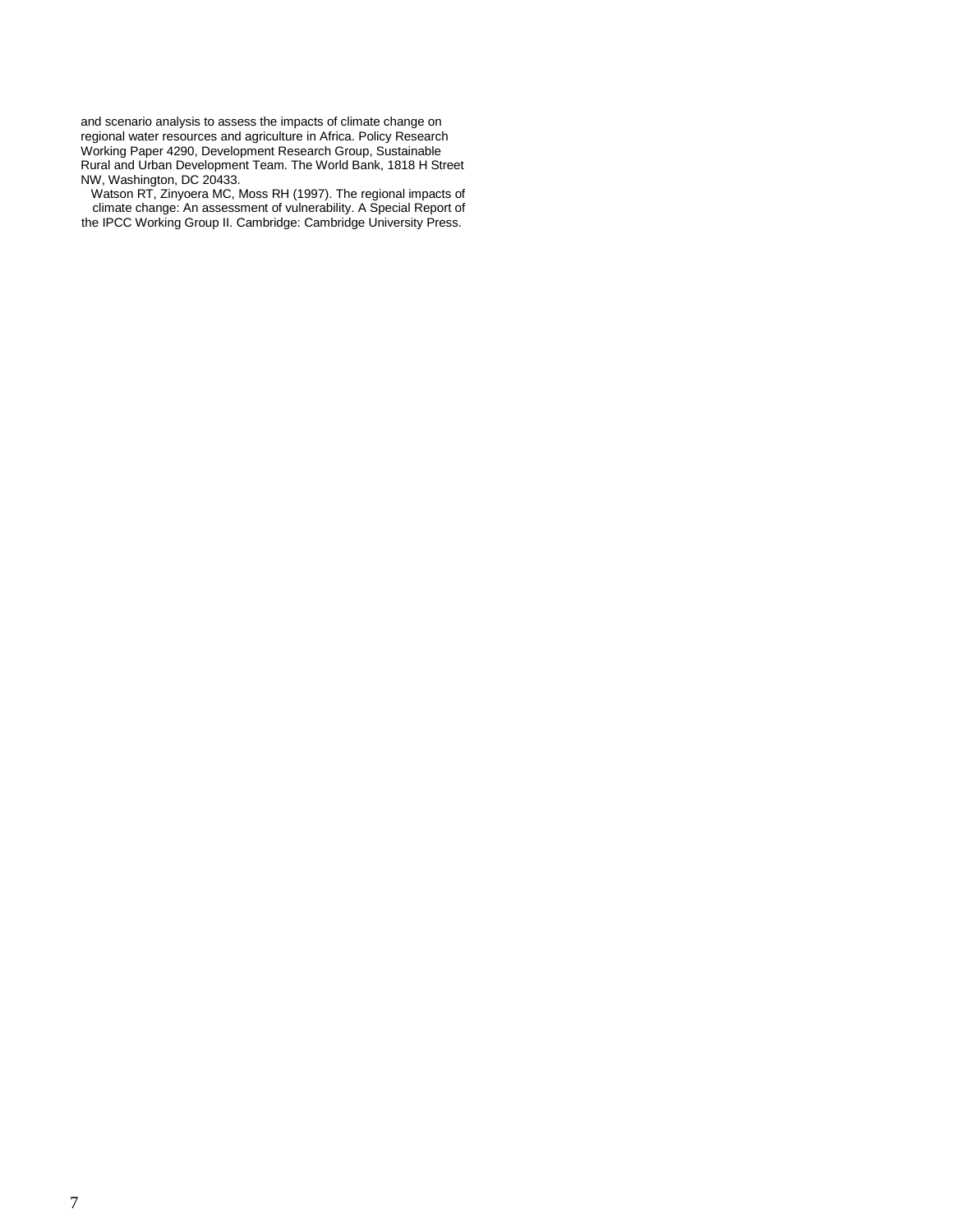and scenario analysis to assess the impacts of climate change on regional water resources and agriculture in Africa. Policy Research Working Paper 4290, Development Research Group, Sustainable Rural and Urban Development Team. The World Bank, 1818 H Street NW, Washington, DC 20433.

Watson RT, Zinyoera MC, Moss RH (1997). The regional impacts of climate change: An assessment of vulnerability. A Special Report of the IPCC Working Group II. Cambridge: Cambridge University Press.